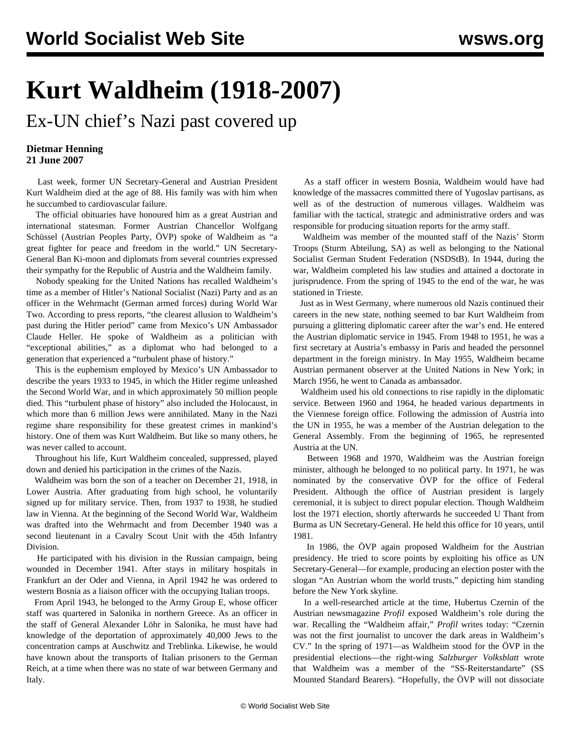# Kurt Waldheim (1918-2007)

## Ex-UN chief's Nazi past covered up

**Dietmar Henning**
**21 June 2007**

Last week, former UN Secretary-General and Austrian President Kurt Waldheim died at the age of 88. His family was with him when he succumbed to cardiovascular failure.

The official obituaries have honoured him as a great Austrian and international statesman. Former Austrian Chancellor Wolfgang Schüssel (Austrian Peoples Party, ÖVP) spoke of Waldheim as "a great fighter for peace and freedom in the world." UN Secretary-General Ban Ki-moon and diplomats from several countries expressed their sympathy for the Republic of Austria and the Waldheim family.

Nobody speaking for the United Nations has recalled Waldheim's time as a member of Hitler's National Socialist (Nazi) Party and as an officer in the Wehrmacht (German armed forces) during World War Two. According to press reports, "the clearest allusion to Waldheim's past during the Hitler period" came from Mexico's UN Ambassador Claude Heller. He spoke of Waldheim as a politician with "exceptional abilities," as a diplomat who had belonged to a generation that experienced a "turbulent phase of history."

This is the euphemism employed by Mexico's UN Ambassador to describe the years 1933 to 1945, in which the Hitler regime unleashed the Second World War, and in which approximately 50 million people died. This "turbulent phase of history" also included the Holocaust, in which more than 6 million Jews were annihilated. Many in the Nazi regime share responsibility for these greatest crimes in mankind's history. One of them was Kurt Waldheim. But like so many others, he was never called to account.

Throughout his life, Kurt Waldheim concealed, suppressed, played down and denied his participation in the crimes of the Nazis.

Waldheim was born the son of a teacher on December 21, 1918, in Lower Austria. After graduating from high school, he voluntarily signed up for military service. Then, from 1937 to 1938, he studied law in Vienna. At the beginning of the Second World War, Waldheim was drafted into the Wehrmacht and from December 1940 was a second lieutenant in a Cavalry Scout Unit with the 45th Infantry Division.

He participated with his division in the Russian campaign, being wounded in December 1941. After stays in military hospitals in Frankfurt an der Oder and Vienna, in April 1942 he was ordered to western Bosnia as a liaison officer with the occupying Italian troops.

From April 1943, he belonged to the Army Group E, whose officer staff was quartered in Salonika in northern Greece. As an officer in the staff of General Alexander Löhr in Salonika, he must have had knowledge of the deportation of approximately 40,000 Jews to the concentration camps at Auschwitz and Treblinka. Likewise, he would have known about the transports of Italian prisoners to the German Reich, at a time when there was no state of war between Germany and Italy.

As a staff officer in western Bosnia, Waldheim would have had knowledge of the massacres committed there of Yugoslav partisans, as well as of the destruction of numerous villages. Waldheim was familiar with the tactical, strategic and administrative orders and was responsible for producing situation reports for the army staff.

Waldheim was member of the mounted staff of the Nazis' Storm Troops (Sturm Abteilung, SA) as well as belonging to the National Socialist German Student Federation (NSDStB). In 1944, during the war, Waldheim completed his law studies and attained a doctorate in jurisprudence. From the spring of 1945 to the end of the war, he was stationed in Trieste.

Just as in West Germany, where numerous old Nazis continued their careers in the new state, nothing seemed to bar Kurt Waldheim from pursuing a glittering diplomatic career after the war's end. He entered the Austrian diplomatic service in 1945. From 1948 to 1951, he was a first secretary at Austria's embassy in Paris and headed the personnel department in the foreign ministry. In May 1955, Waldheim became Austrian permanent observer at the United Nations in New York; in March 1956, he went to Canada as ambassador.

Waldheim used his old connections to rise rapidly in the diplomatic service. Between 1960 and 1964, he headed various departments in the Viennese foreign office. Following the admission of Austria into the UN in 1955, he was a member of the Austrian delegation to the General Assembly. From the beginning of 1965, he represented Austria at the UN.

Between 1968 and 1970, Waldheim was the Austrian foreign minister, although he belonged to no political party. In 1971, he was nominated by the conservative ÖVP for the office of Federal President. Although the office of Austrian president is largely ceremonial, it is subject to direct popular election. Though Waldheim lost the 1971 election, shortly afterwards he succeeded U Thant from Burma as UN Secretary-General. He held this office for 10 years, until 1981.

In 1986, the ÖVP again proposed Waldheim for the Austrian presidency. He tried to score points by exploiting his office as UN Secretary-General—for example, producing an election poster with the slogan "An Austrian whom the world trusts," depicting him standing before the New York skyline.

In a well-researched article at the time, Hubertus Czernin of the Austrian newsmagazine *Profil* exposed Waldheim's role during the war. Recalling the "Waldheim affair," *Profil* writes today: "Czernin was not the first journalist to uncover the dark areas in Waldheim's CV." In the spring of 1971—as Waldheim stood for the ÖVP in the presidential elections—the right-wing *Salzburger Volksblatt* wrote that Waldheim was a member of the "SS-Reiterstandarte" (SS Mounted Standard Bearers). "Hopefully, the ÖVP will not dissociate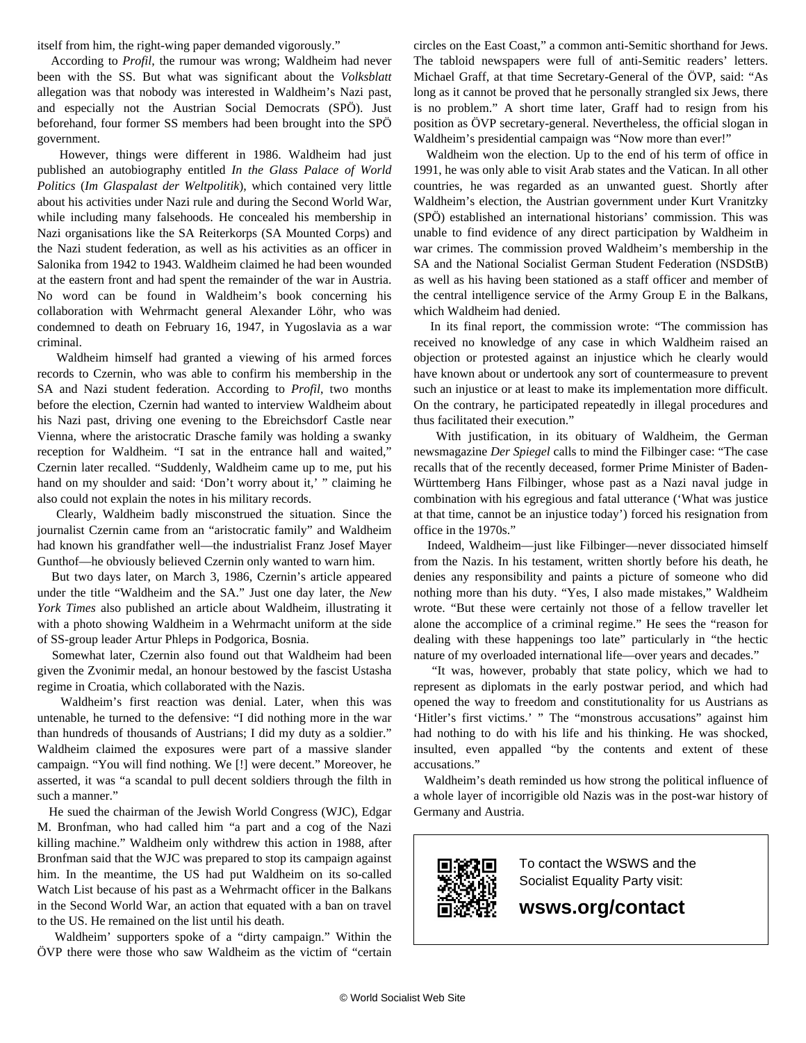itself from him, the right-wing paper demanded vigorously."

According to *Profil*, the rumour was wrong; Waldheim had never been with the SS. But what was significant about the *Volksblatt* allegation was that nobody was interested in Waldheim's Nazi past, and especially not the Austrian Social Democrats (SPÖ). Just beforehand, four former SS members had been brought into the SPÖ government.

However, things were different in 1986. Waldheim had just published an autobiography entitled *In the Glass Palace of World Politics* (*Im Glaspalast der Weltpolitik*), which contained very little about his activities under Nazi rule and during the Second World War, while including many falsehoods. He concealed his membership in Nazi organisations like the SA Reiterkorps (SA Mounted Corps) and the Nazi student federation, as well as his activities as an officer in Salonika from 1942 to 1943. Waldheim claimed he had been wounded at the eastern front and had spent the remainder of the war in Austria. No word can be found in Waldheim's book concerning his collaboration with Wehrmacht general Alexander Löhr, who was condemned to death on February 16, 1947, in Yugoslavia as a war criminal.

Waldheim himself had granted a viewing of his armed forces records to Czernin, who was able to confirm his membership in the SA and Nazi student federation. According to *Profil*, two months before the election, Czernin had wanted to interview Waldheim about his Nazi past, driving one evening to the Ebreichsdorf Castle near Vienna, where the aristocratic Drasche family was holding a swanky reception for Waldheim. "I sat in the entrance hall and waited," Czernin later recalled. "Suddenly, Waldheim came up to me, put his hand on my shoulder and said: 'Don't worry about it,' " claiming he also could not explain the notes in his military records.

Clearly, Waldheim badly misconstrued the situation. Since the journalist Czernin came from an "aristocratic family" and Waldheim had known his grandfather well—the industrialist Franz Josef Mayer Gunthof—he obviously believed Czernin only wanted to warn him.

But two days later, on March 3, 1986, Czernin's article appeared under the title "Waldheim and the SA." Just one day later, the *New York Times* also published an article about Waldheim, illustrating it with a photo showing Waldheim in a Wehrmacht uniform at the side of SS-group leader Artur Phleps in Podgorica, Bosnia.

Somewhat later, Czernin also found out that Waldheim had been given the Zvonimir medal, an honour bestowed by the fascist Ustasha regime in Croatia, which collaborated with the Nazis.

Waldheim's first reaction was denial. Later, when this was untenable, he turned to the defensive: "I did nothing more in the war than hundreds of thousands of Austrians; I did my duty as a soldier." Waldheim claimed the exposures were part of a massive slander campaign. "You will find nothing. We [!] were decent." Moreover, he asserted, it was "a scandal to pull decent soldiers through the filth in such a manner."

He sued the chairman of the Jewish World Congress (WJC), Edgar M. Bronfman, who had called him "a part and a cog of the Nazi killing machine." Waldheim only withdrew this action in 1988, after Bronfman said that the WJC was prepared to stop its campaign against him. In the meantime, the US had put Waldheim on its so-called Watch List because of his past as a Wehrmacht officer in the Balkans in the Second World War, an action that equated with a ban on travel to the US. He remained on the list until his death.

Waldheim' supporters spoke of a "dirty campaign." Within the ÖVP there were those who saw Waldheim as the victim of "certain circles on the East Coast," a common anti-Semitic shorthand for Jews. The tabloid newspapers were full of anti-Semitic readers' letters. Michael Graff, at that time Secretary-General of the ÖVP, said: "As long as it cannot be proved that he personally strangled six Jews, there is no problem." A short time later, Graff had to resign from his position as ÖVP secretary-general. Nevertheless, the official slogan in Waldheim's presidential campaign was "Now more than ever!"

Waldheim won the election. Up to the end of his term of office in 1991, he was only able to visit Arab states and the Vatican. In all other countries, he was regarded as an unwanted guest. Shortly after Waldheim's election, the Austrian government under Kurt Vranitzky (SPÖ) established an international historians' commission. This was unable to find evidence of any direct participation by Waldheim in war crimes. The commission proved Waldheim's membership in the SA and the National Socialist German Student Federation (NSDStB) as well as his having been stationed as a staff officer and member of the central intelligence service of the Army Group E in the Balkans, which Waldheim had denied.

In its final report, the commission wrote: "The commission has received no knowledge of any case in which Waldheim raised an objection or protested against an injustice which he clearly would have known about or undertook any sort of countermeasure to prevent such an injustice or at least to make its implementation more difficult. On the contrary, he participated repeatedly in illegal procedures and thus facilitated their execution."

With justification, in its obituary of Waldheim, the German newsmagazine *Der Spiegel* calls to mind the Filbinger case: "The case recalls that of the recently deceased, former Prime Minister of Baden-Württemberg Hans Filbinger, whose past as a Nazi naval judge in combination with his egregious and fatal utterance ('What was justice at that time, cannot be an injustice today') forced his resignation from office in the 1970s."

Indeed, Waldheim—just like Filbinger—never dissociated himself from the Nazis. In his testament, written shortly before his death, he denies any responsibility and paints a picture of someone who did nothing more than his duty. "Yes, I also made mistakes," Waldheim wrote. "But these were certainly not those of a fellow traveller let alone the accomplice of a criminal regime." He sees the "reason for dealing with these happenings too late" particularly in "the hectic nature of my overloaded international life—over years and decades."

"It was, however, probably that state policy, which we had to represent as diplomats in the early postwar period, and which had opened the way to freedom and constitutionality for us Austrians as 'Hitler's first victims.' " The "monstrous accusations" against him had nothing to do with his life and his thinking. He was shocked, insulted, even appalled "by the contents and extent of these accusations."

Waldheim's death reminded us how strong the political influence of a whole layer of incorrigible old Nazis was in the post-war history of Germany and Austria.

To contact the WSWS and the Socialist Equality Party visit:

**wsws.org/contact**